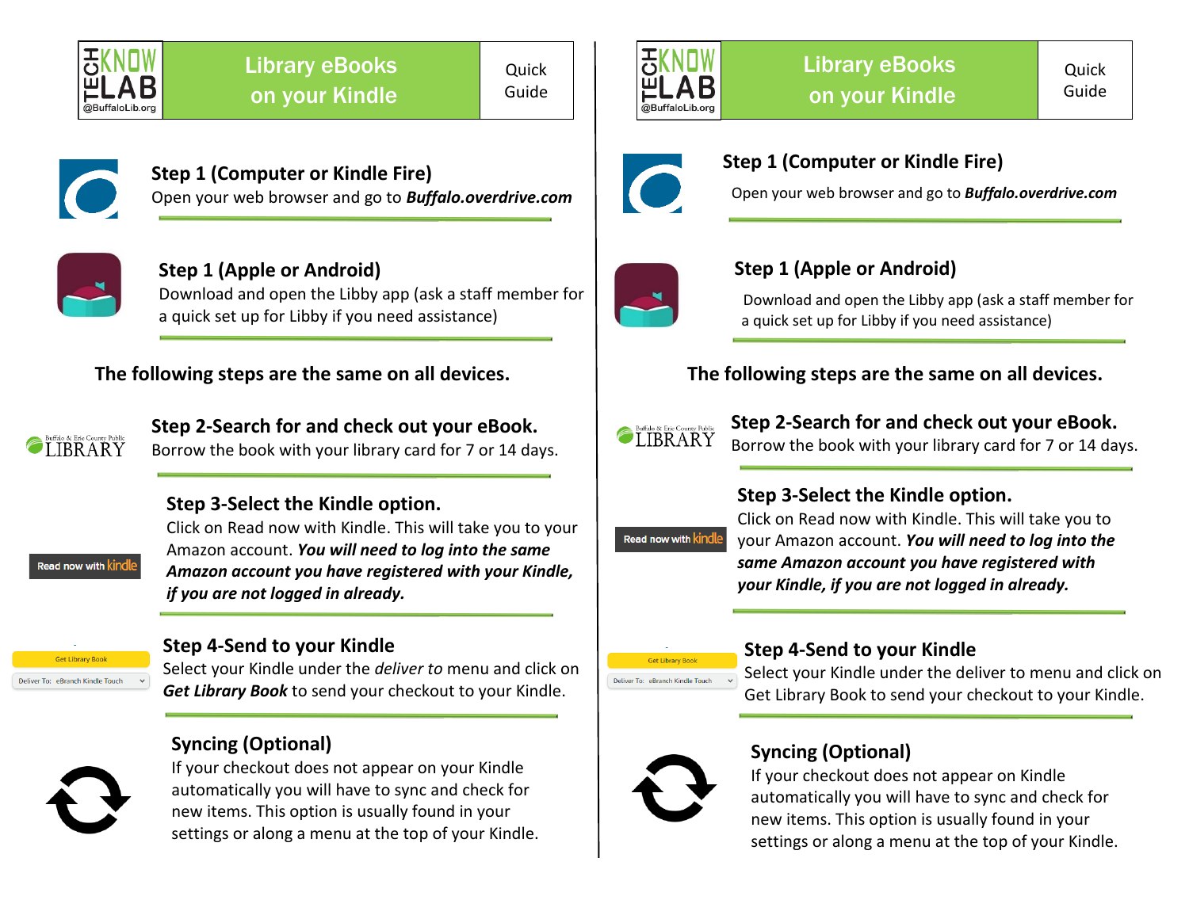# Library eBooks on your Kindle

Quick Guide

**Step 1 (Computer or Kindle Fire)**
Open your web browser and go to ***Buffalo.overdrive.com***

**Step 1 (Apple or Android)**
Download and open the Libby app (ask a staff member for a quick set up for Libby if you need assistance)

**The following steps are the same on all devices.**

**Step 2-Search for and check out your eBook.**
Borrow the book with your library card for 7 or 14 days.

**Step 3-Select the Kindle option.**
Click on Read now with Kindle. This will take you to your Amazon account. ***You will need to log into the same Amazon account you have registered with your Kindle, if you are not logged in already.***

**Step 4-Send to your Kindle**
Select your Kindle under the *deliver to* menu and click on ***Get Library Book*** to send your checkout to your Kindle.

**Syncing (Optional)**
If your checkout does not appear on your Kindle automatically you will have to sync and check for new items. This option is usually found in your settings or along a menu at the top of your Kindle.

---

# Library eBooks on your Kindle

Quick Guide

**Step 1 (Computer or Kindle Fire)**
Open your web browser and go to ***Buffalo.overdrive.com***

**Step 1 (Apple or Android)**
Download and open the Libby app (ask a staff member for a quick set up for Libby if you need assistance)

**The following steps are the same on all devices.**

**Step 2-Search for and check out your eBook.**
Borrow the book with your library card for 7 or 14 days.

**Step 3-Select the Kindle option.**
Click on Read now with Kindle. This will take you to your Amazon account. ***You will need to log into the same Amazon account you have registered with your Kindle, if you are not logged in already.***

**Step 4-Send to your Kindle**
Select your Kindle under the deliver to menu and click on Get Library Book to send your checkout to your Kindle.

**Syncing (Optional)**
If your checkout does not appear on Kindle automatically you will have to sync and check for new items. This option is usually found in your settings or along a menu at the top of your Kindle.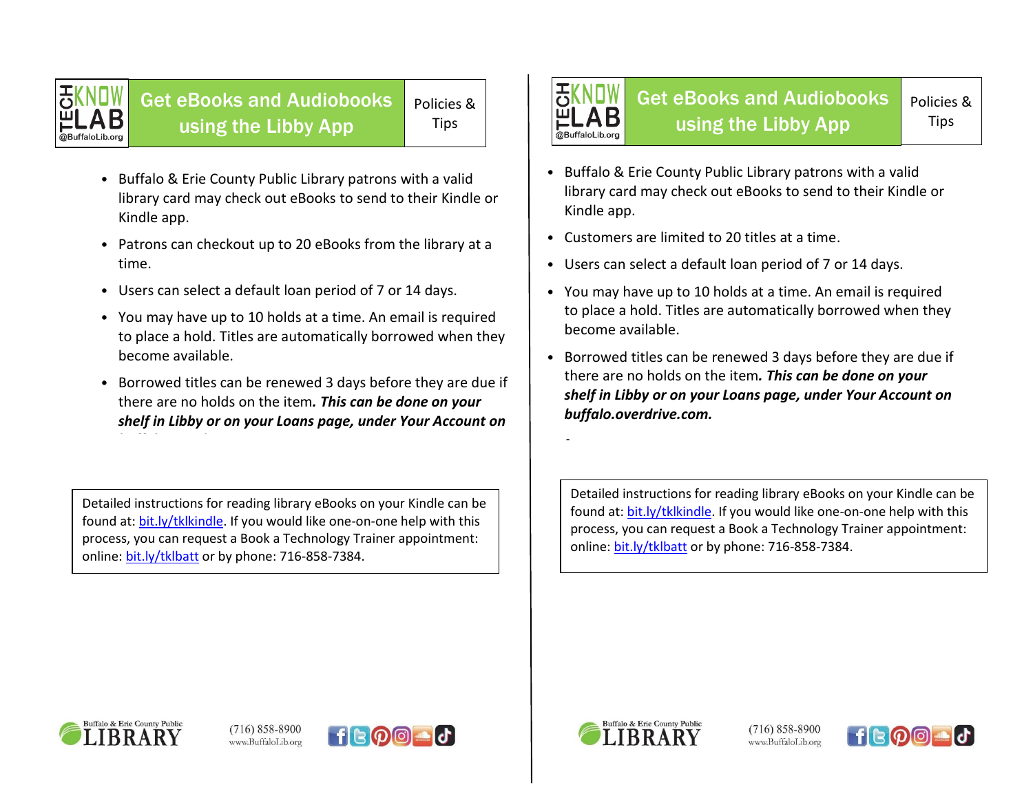# Get eBooks and Audiobooks using the Libby App

Policies & Tips

- Buffalo & Erie County Public Library patrons with a valid library card may check out eBooks to send to their Kindle or Kindle app.
- Patrons can checkout up to 20 eBooks from the library at a time.
- Users can select a default loan period of 7 or 14 days.
- You may have up to 10 holds at a time. An email is required to place a hold. Titles are automatically borrowed when they become available.
- Borrowed titles can be renewed 3 days before they are due if there are no holds on the item. ***This can be done on your shelf in Libby or on your Loans page, under Your Account on***

Detailed instructions for reading library eBooks on your Kindle can be found at: bit.ly/tklkindle. If you would like one-on-one help with this process, you can request a Book a Technology Trainer appointment: online: bit.ly/tklbatt or by phone: 716-858-7384.

Buffalo & Erie County Public LIBRARY

(716) 858-8900
www.BuffaloLib.org

# Get eBooks and Audiobooks using the Libby App

Policies & Tips

- Buffalo & Erie County Public Library patrons with a valid library card may check out eBooks to send to their Kindle or Kindle app.
- Customers are limited to 20 titles at a time.
- Users can select a default loan period of 7 or 14 days.
- You may have up to 10 holds at a time. An email is required to place a hold. Titles are automatically borrowed when they become available.
- Borrowed titles can be renewed 3 days before they are due if there are no holds on the item. ***This can be done on your shelf in Libby or on your Loans page, under Your Account on buffalo.overdrive.com.***

Detailed instructions for reading library eBooks on your Kindle can be found at: bit.ly/tklkindle. If you would like one-on-one help with this process, you can request a Book a Technology Trainer appointment: online: bit.ly/tklbatt or by phone: 716-858-7384.

Buffalo & Erie County Public LIBRARY

(716) 858-8900
www.BuffaloLib.org